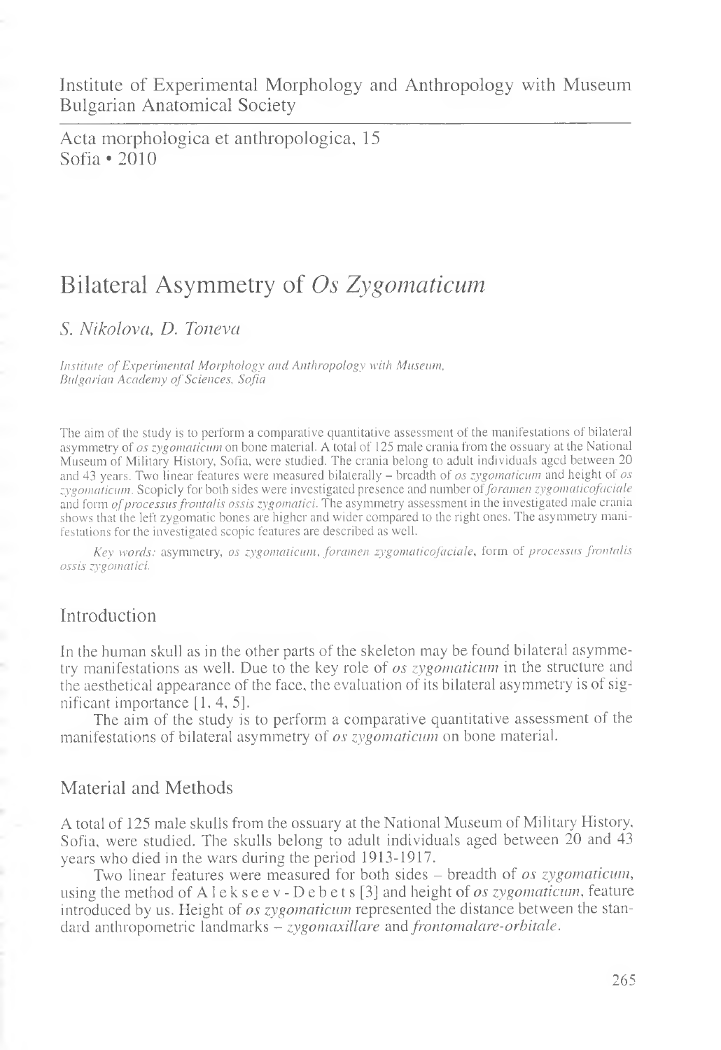Institute of Experimental Morphology and Anthropology with Museum
Bulgarian Anatomical Society

Acta morphologica et anthropologica, 15
Sofia • 2010

# Bilateral Asymmetry of *Os Zygomaticum*

*S. Nikolova, D. Toneva*

*Institute of Experimental Morphology and Anthropology with Museum, Bulgarian Academy of Sciences, Sofia*

The aim of the study is to perform a comparative quantitative assessment of the manifestations of bilateral asymmetry of *os zygomaticum* on bone material. A total of 125 male crania from the ossuary at the National Museum of Military History, Sofia, were studied. The crania belong to adult individuals aged between 20 and 43 years. Two linear features were measured bilaterally – breadth of *os zygomaticum* and height of *os zygomaticum*. Scopicly for both sides were investigated presence and number of *foramen zygomaticofaciale* and form *of processus frontalis ossis zygomatici*. The asymmetry assessment in the investigated male crania shows that the left zygomatic bones are higher and wider compared to the right ones. The asymmetry manifestations for the investigated scopic features are described as well.

*Key words:* asymmetry, *os zygomaticum*, *foramen zygomaticofaciale*, form of *processus frontalis ossis zygomatici*.

## Introduction

In the human skull as in the other parts of the skeleton may be found bilateral asymmetry manifestations as well. Due to the key role of *os zygomaticum* in the structure and the aesthetical appearance of the face, the evaluation of its bilateral asymmetry is of significant importance [1, 4, 5].

The aim of the study is to perform a comparative quantitative assessment of the manifestations of bilateral asymmetry of *os zygomaticum* on bone material.

## Material and Methods

A total of 125 male skulls from the ossuary at the National Museum of Military History, Sofia, were studied. The skulls belong to adult individuals aged between 20 and 43 years who died in the wars during the period 1913-1917.

Two linear features were measured for both sides – breadth of *os zygomaticum*, using the method of Alekseev-Debets [3] and height of *os zygomaticum*, feature introduced by us. Height of *os zygomaticum* represented the distance between the standard anthropometric landmarks – *zygomaxillare* and *frontomalare-orbitale*.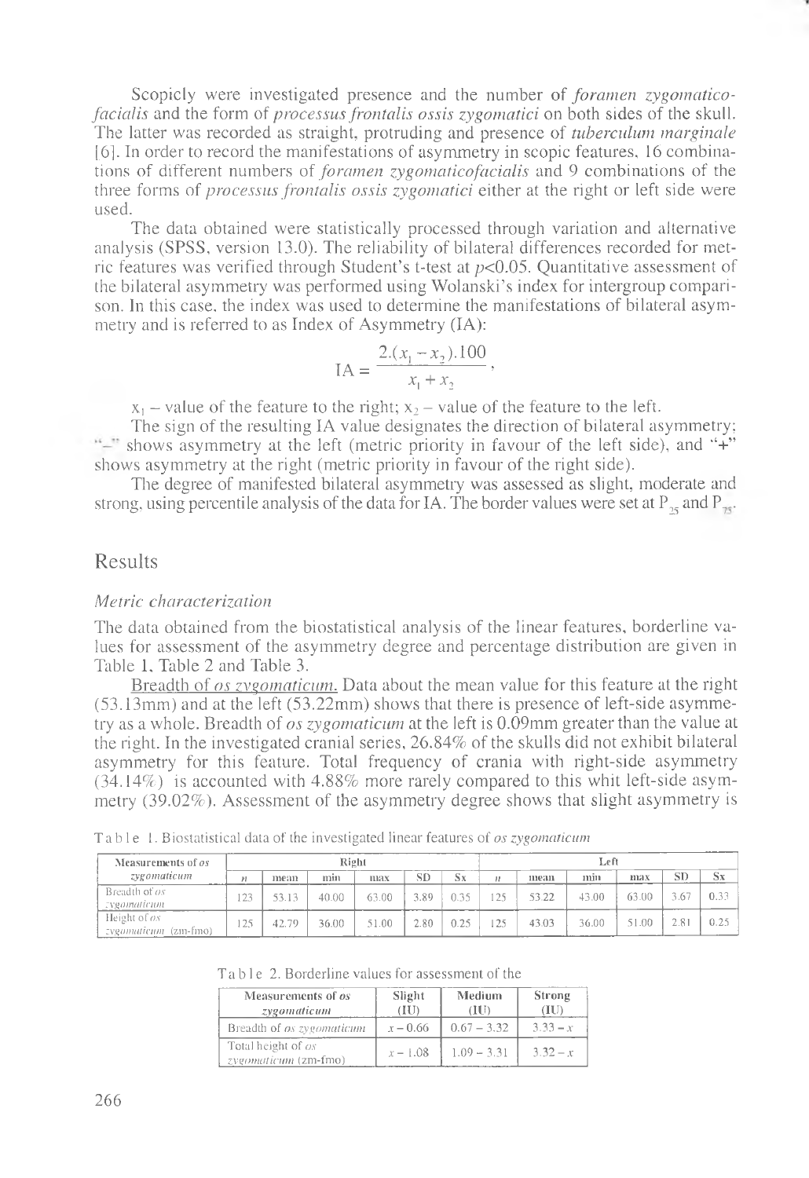Scopicly were investigated presence and the number of *foramen zygomaticofacialis* and the form of *processus frontalis ossis zygomatici* on both sides of the skull. The latter was recorded as straight, protruding and presence of *tuberculum marginale* [6]. In order to record the manifestations of asymmetry in scopic features, 16 combinations of different numbers of *foramen zygomaticofacialis* and 9 combinations of the three forms of *processus frontalis ossis zygomatici* either at the right or left side were used.

The data obtained were statistically processed through variation and alternative analysis (SPSS, version 13.0). The reliability of bilateral differences recorded for metric features was verified through Student's t-test at $p<0.05$. Quantitative assessment of the bilateral asymmetry was performed using Wolanski's index for intergroup comparison. In this case, the index was used to determine the manifestations of bilateral asymmetry and is referred to as Index of Asymmetry (IA):

$$\mathrm{IA} = \frac{2.(x_1 - x_2).100}{x_1 + x_2},$$

$x_1$ – value of the feature to the right; $x_2$ – value of the feature to the left.

The sign of the resulting IA value designates the direction of bilateral asymmetry; "–" shows asymmetry at the left (metric priority in favour of the left side), and "+" shows asymmetry at the right (metric priority in favour of the right side).

The degree of manifested bilateral asymmetry was assessed as slight, moderate and strong, using percentile analysis of the data for IA. The border values were set at $P_{25}$ and $P_{75}$.

## Results

### *Metric characterization*

The data obtained from the biostatistical analysis of the linear features, borderline values for assessment of the asymmetry degree and percentage distribution are given in Table 1, Table 2 and Table 3.

Breadth of *os zygomaticum.* Data about the mean value for this feature at the right (53.13mm) and at the left (53.22mm) shows that there is presence of left-side asymmetry as a whole. Breadth of *os zygomaticum* at the left is 0.09mm greater than the value at the right. In the investigated cranial series, 26.84% of the skulls did not exhibit bilateral asymmetry for this feature. Total frequency of crania with right-side asymmetry (34.14%) is accounted with 4.88% more rarely compared to this whit left-side asymmetry (39.02%). Assessment of the asymmetry degree shows that slight asymmetry is

Table 1. Biostatistical data of the investigated linear features of *os zygomaticum*

| Measurements of *os zygomaticum* | Right | | | | | | Left | | | | | |
|---|---|---|---|---|---|---|---|---|---|---|---|---|
| | *n* | mean | min | max | SD | Sx | *n* | mean | min | max | SD | Sx |
| Breadth of *os zygomaticum* | 123 | 53.13 | 40.00 | 63.00 | 3.89 | 0.35 | 125 | 53.22 | 43.00 | 63.00 | 3.67 | 0.33 |
| Height of *os zygomaticum* (zm-fmo) | 125 | 42.79 | 36.00 | 51.00 | 2.80 | 0.25 | 125 | 43.03 | 36.00 | 51.00 | 2.81 | 0.25 |

Table 2. Borderline values for assessment of the

| Measurements of *os zygomaticum* | Slight (IU) | Medium (IU) | Strong (IU) |
|---|---|---|---|
| Breadth of *os zygomaticum* | $x$ – 0.66 | 0.67 – 3.32 | 3.33 – $x$ |
| Total height of *os zygomaticum* (zm-fmo) | $x$ – 1.08 | 1.09 – 3.31 | 3.32 – $x$ |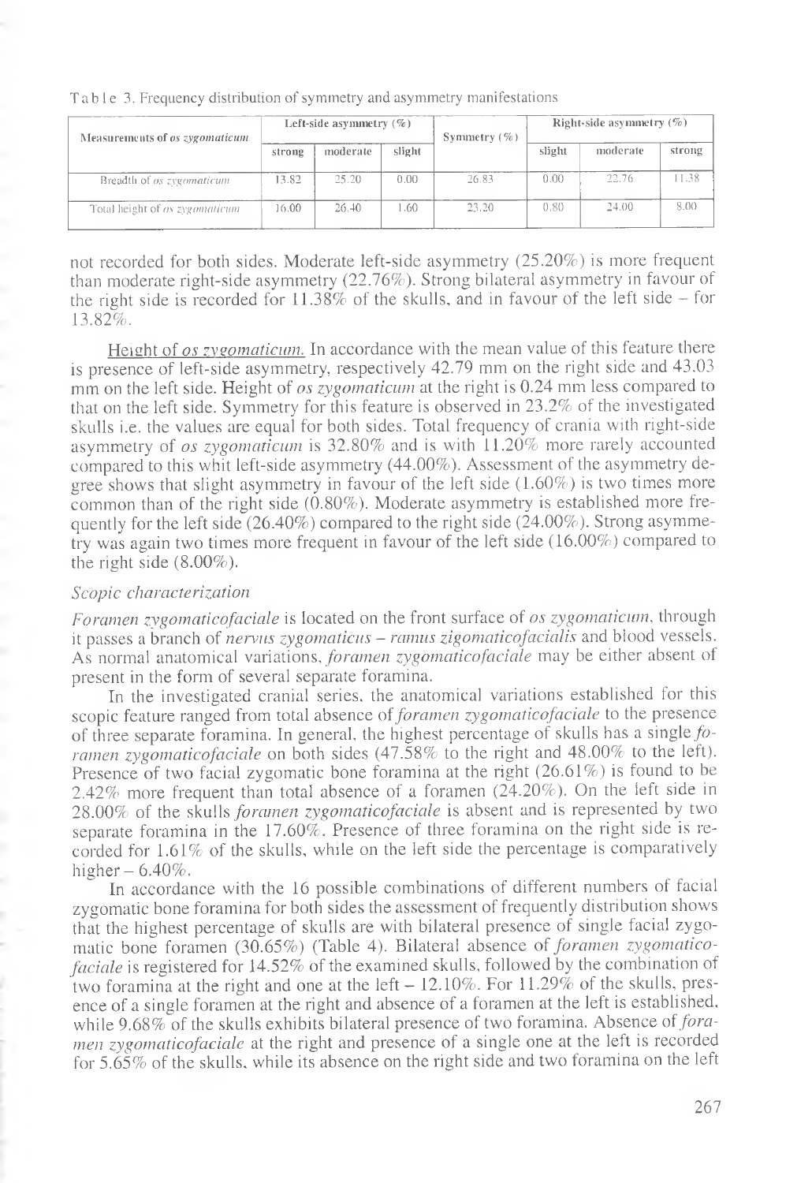Table 3. Frequency distribution of symmetry and asymmetry manifestations

| Measurements of *os zygomaticum* | Left-side asymmetry (%) | | | Symmetry (%) | Right-side asymmetry (%) | | |
|---|---|---|---|---|---|---|---|
| | strong | moderate | slight | | slight | moderate | strong |
| Breadth of *os zygomaticum* | 13.82 | 25.20 | 0.00 | 26.83 | 0.00 | 22.76 | 11.38 |
| Total height of *os zygomaticum* | 16.00 | 26.40 | 1.60 | 23.20 | 0.80 | 24.00 | 8.00 |

not recorded for both sides. Moderate left-side asymmetry (25.20%) is more frequent than moderate right-side asymmetry (22.76%). Strong bilateral asymmetry in favour of the right side is recorded for 11.38% of the skulls, and in favour of the left side – for 13.82%.

Height of *os zygomaticum.* In accordance with the mean value of this feature there is presence of left-side asymmetry, respectively 42.79 mm on the right side and 43.03 mm on the left side. Height of *os zygomaticum* at the right is 0.24 mm less compared to that on the left side. Symmetry for this feature is observed in 23.2% of the investigated skulls i.e. the values are equal for both sides. Total frequency of crania with right-side asymmetry of *os zygomaticum* is 32.80% and is with 11.20% more rarely accounted compared to this whit left-side asymmetry (44.00%). Assessment of the asymmetry degree shows that slight asymmetry in favour of the left side (1.60%) is two times more common than of the right side (0.80%). Moderate asymmetry is established more frequently for the left side (26.40%) compared to the right side (24.00%). Strong asymmetry was again two times more frequent in favour of the left side (16.00%) compared to the right side (8.00%).

*Scopic characterization*

*Foramen zygomaticofaciale* is located on the front surface of *os zygomaticum*, through it passes a branch of *nervus zygomaticus – ramus zigomaticofacialis* and blood vessels. As normal anatomical variations, *foramen zygomaticofaciale* may be either absent of present in the form of several separate foramina.

In the investigated cranial series, the anatomical variations established for this scopic feature ranged from total absence of *foramen zygomaticofaciale* to the presence of three separate foramina. In general, the highest percentage of skulls has a single *foramen zygomaticofaciale* on both sides (47.58% to the right and 48.00% to the left). Presence of two facial zygomatic bone foramina at the right (26.61%) is found to be 2.42% more frequent than total absence of a foramen (24.20%). On the left side in 28.00% of the skulls *foramen zygomaticofaciale* is absent and is represented by two separate foramina in the 17.60%. Presence of three foramina on the right side is recorded for 1.61% of the skulls, while on the left side the percentage is comparatively higher – 6.40%.

In accordance with the 16 possible combinations of different numbers of facial zygomatic bone foramina for both sides the assessment of frequently distribution shows that the highest percentage of skulls are with bilateral presence of single facial zygomatic bone foramen (30.65%) (Table 4). Bilateral absence of *foramen zygomaticofaciale* is registered for 14.52% of the examined skulls, followed by the combination of two foramina at the right and one at the left – 12.10%. For 11.29% of the skulls, presence of a single foramen at the right and absence of a foramen at the left is established, while 9.68% of the skulls exhibits bilateral presence of two foramina. Absence of *foramen zygomaticofaciale* at the right and presence of a single one at the left is recorded for 5.65% of the skulls, while its absence on the right side and two foramina on the left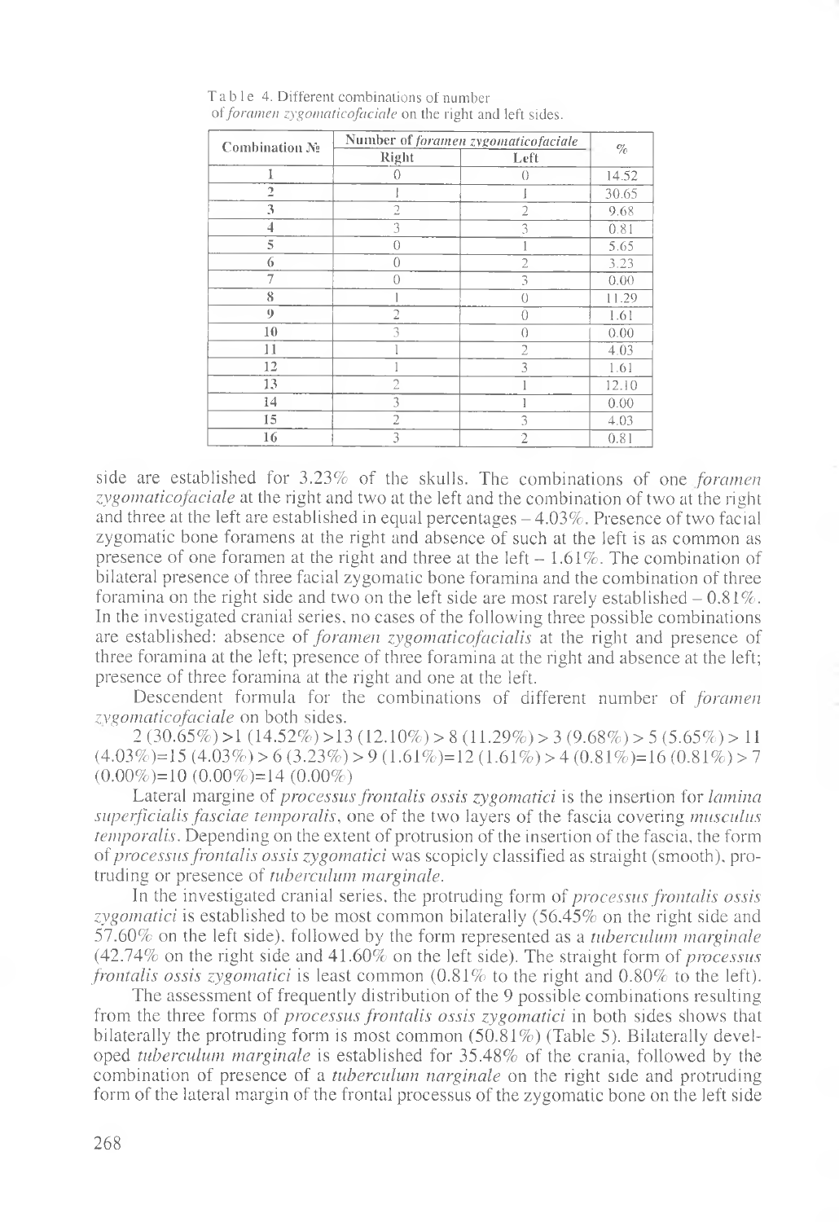Table 4. Different combinations of number of *foramen zygomaticofaciale* on the right and left sides.

| Combination № | Number of *foramen zygomaticofaciale* | | % |
|---|---|---|---|
| | Right | Left | |
| 1 | 0 | 0 | 14.52 |
| 2 | 1 | 1 | 30.65 |
| 3 | 2 | 2 | 9.68 |
| 4 | 3 | 3 | 0.81 |
| 5 | 0 | 1 | 5.65 |
| 6 | 0 | 2 | 3.23 |
| 7 | 0 | 3 | 0.00 |
| 8 | 1 | 0 | 11.29 |
| 9 | 2 | 0 | 1.61 |
| 10 | 3 | 0 | 0.00 |
| 11 | 1 | 2 | 4.03 |
| 12 | 1 | 3 | 1.61 |
| 13 | 2 | 1 | 12.10 |
| 14 | 3 | 1 | 0.00 |
| 15 | 2 | 3 | 4.03 |
| 16 | 3 | 2 | 0.81 |

side are established for 3.23% of the skulls. The combinations of one *foramen zygomaticofaciale* at the right and two at the left and the combination of two at the right and three at the left are established in equal percentages – 4.03%. Presence of two facial zygomatic bone foramens at the right and absence of such at the left is as common as presence of one foramen at the right and three at the left – 1.61%. The combination of bilateral presence of three facial zygomatic bone foramina and the combination of three foramina on the right side and two on the left side are most rarely established – 0.81%. In the investigated cranial series, no cases of the following three possible combinations are established: absence of *foramen zygomaticofacialis* at the right and presence of three foramina at the left; presence of three foramina at the right and absence at the left; presence of three foramina at the right and one at the left.

Descendent formula for the combinations of different number of *foramen zygomaticofaciale* on both sides.

2 (30.65%) >1 (14.52%) >13 (12.10%) > 8 (11.29%) > 3 (9.68%) > 5 (5.65%) > 11 (4.03%)=15 (4.03%) > 6 (3.23%) > 9 (1.61%)=12 (1.61%) > 4 (0.81%)=16 (0.81%) > 7 (0.00%)=10 (0.00%)=14 (0.00%)

Lateral margine of *processus frontalis ossis zygomatici* is the insertion for *lamina superficialis fasciae temporalis*, one of the two layers of the fascia covering *musculus temporalis*. Depending on the extent of protrusion of the insertion of the fascia, the form of *processus frontalis ossis zygomatici* was scopicly classified as straight (smooth), protruding or presence of *tuberculum marginale*.

In the investigated cranial series, the protruding form of *processus frontalis ossis zygomatici* is established to be most common bilaterally (56.45% on the right side and 57.60% on the left side), followed by the form represented as a *tuberculum marginale* (42.74% on the right side and 41.60% on the left side). The straight form of *processus frontalis ossis zygomatici* is least common (0.81% to the right and 0.80% to the left).

The assessment of frequently distribution of the 9 possible combinations resulting from the three forms of *processus frontalis ossis zygomatici* in both sides shows that bilaterally the protruding form is most common (50.81%) (Table 5). Bilaterally developed *tuberculum marginale* is established for 35.48% of the crania, followed by the combination of presence of a *tuberculum narginale* on the right side and protruding form of the lateral margin of the frontal processus of the zygomatic bone on the left side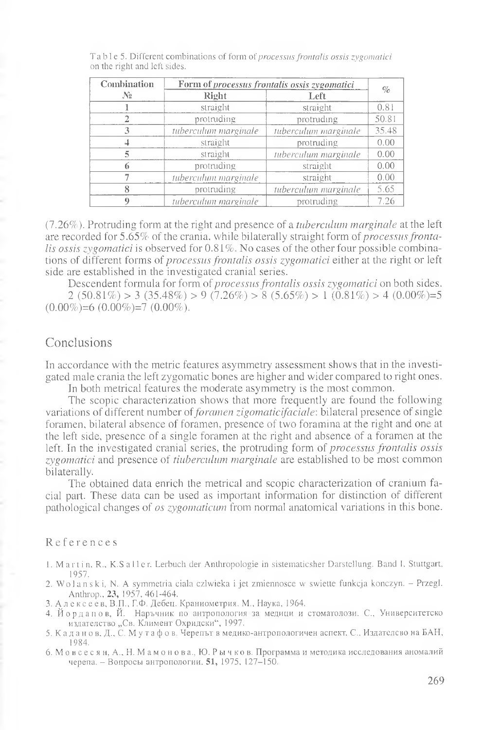Table 5. Different combinations of form of *processus frontalis ossis zygomatici* on the right and left sides.

| Combination № | Form of *processus frontalis ossis zygomatici* | | % |
|---|---|---|---|
| | Right | Left | |
| 1 | straight | straight | 0.81 |
| 2 | protruding | protruding | 50.81 |
| 3 | *tuberculum marginale* | *tuberculum marginale* | 35.48 |
| 4 | straight | protruding | 0.00 |
| 5 | straight | *tuberculum marginale* | 0.00 |
| 6 | protruding | straight | 0.00 |
| 7 | *tuberculum marginale* | straight | 0.00 |
| 8 | protruding | *tuberculum marginale* | 5.65 |
| 9 | *tuberculum marginale* | protruding | 7.26 |

(7.26%). Protruding form at the right and presence of a *tuberculum marginale* at the left are recorded for 5.65% of the crania, while bilaterally straight form of *processus frontalis ossis zygomatici* is observed for 0.81%. No cases of the other four possible combinations of different forms of *processus frontalis ossis zygomatici* either at the right or left side are established in the investigated cranial series.

Descendent formula for form of *processus frontalis ossis zygomatici* on both sides.

2 (50.81%) > 3 (35.48%) > 9 (7.26%) > 8 (5.65%) > 1 (0.81%) > 4 (0.00%)=5 (0.00%)=6 (0.00%)=7 (0.00%).

## Conclusions

In accordance with the metric features asymmetry assessment shows that in the investigated male crania the left zygomatic bones are higher and wider compared to right ones.

In both metrical features the moderate asymmetry is the most common.

The scopic characterization shows that more frequently are found the following variations of different number of *foramen zigomaticifaciale*: bilateral presence of single foramen, bilateral absence of foramen, presence of two foramina at the right and one at the left side, presence of a single foramen at the right and absence of a foramen at the left. In the investigated cranial series, the protruding form of *processus frontalis ossis zygomatici* and presence of *tiuberculum marginale* are established to be most common bilaterally.

The obtained data enrich the metrical and scopic characterization of cranium facial part. These data can be used as important information for distinction of different pathological changes of *os zygomaticum* from normal anatomical variations in this bone.

## References

1. Martin, R., K.Saller. Lerbuch der Anthropologie in sistematicsher Darstellung. Band I. Stuttgart, 1957.
2. Wolanski, N. A symmetria ciala czlwieka i jet zmiennosce w swiette funkcja konczyn. – Przegl. Anthrop., **23**, 1957, 461-464.
3. Алексеев, В.П., Г.Ф. Дебец. Краниометрия. М., Наука, 1964.
4. Йорданов, Й. Наръчник по антропология за медици и стоматолози. С., Университетско издателство „Св. Климент Охридски", 1997.
5. Каданов, Д., С. Мутафов. Черепът в медико-антропологичен аспект. С., Издателсво на БАН, 1984.
6. Мовсесян, А., Н. Мамонова., Ю. Рычков. Программа и методика исследования аномалий черепа. – Вопросы антропологии. **51**, 1975, 127–150.